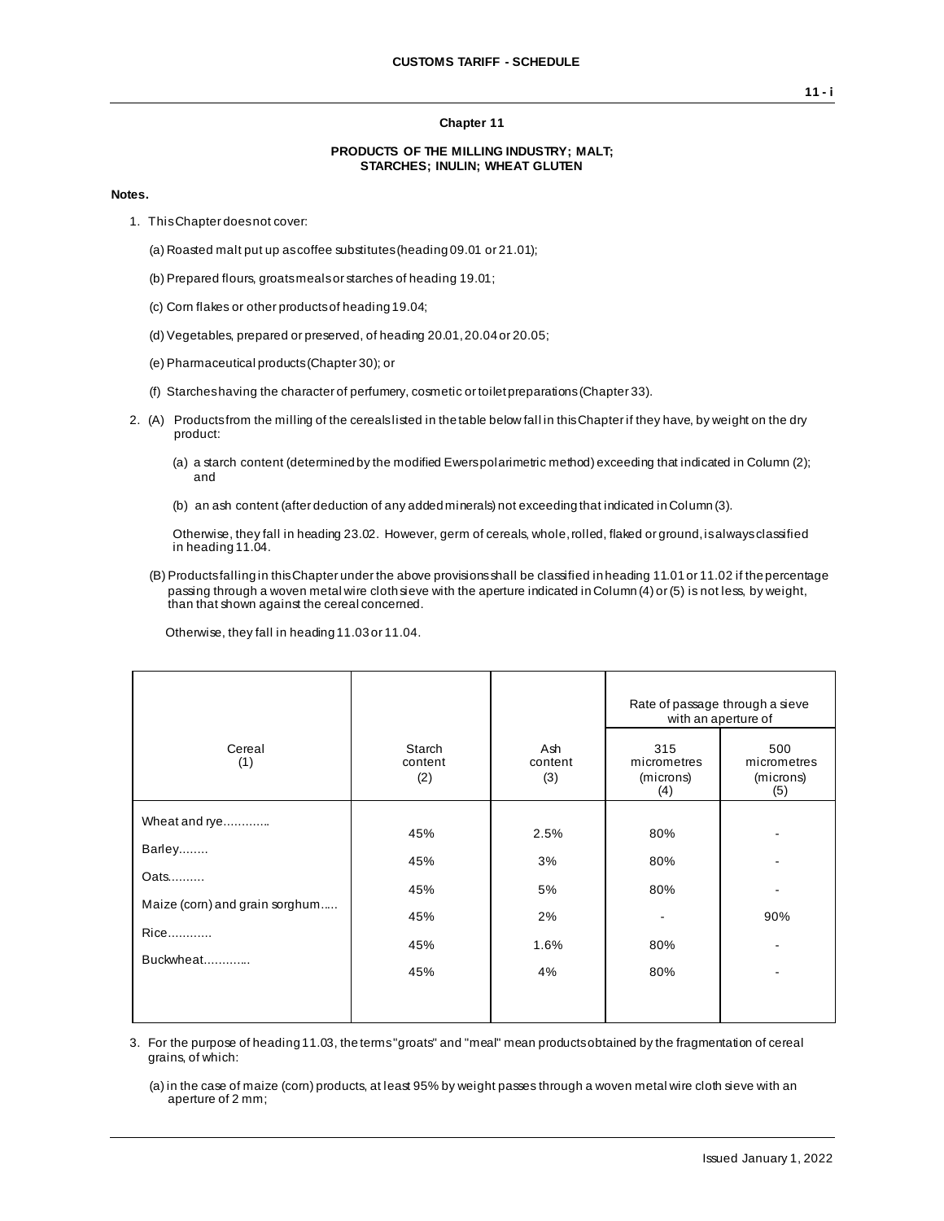### Chapter 11

#### PRODUCTS OF THE MILLING INDUSTRY; MALT; STARCHES; INULIN; WHEAT GLUTEN

**Notes.**

1. This Chapter does not cover:

   (a) Roasted malt put up as coffee substitutes (heading 09.01 or 21.01);

   (b) Prepared flours, groats meals or starches of heading 19.01;

   (c) Corn flakes or other products of heading 19.04;

   (d) Vegetables, prepared or preserved, of heading 20.01, 20.04 or 20.05;

   (e) Pharmaceutical products (Chapter 30); or

   (f) Starches having the character of perfumery, cosmetic or toilet preparations (Chapter 33).

2. (A) Products from the milling of the cereals listed in the table below fall in this Chapter if they have, by weight on the dry product:

   (a) a starch content (determined by the modified Ewers polarimetric method) exceeding that indicated in Column (2); and

   (b) an ash content (after deduction of any added minerals) not exceeding that indicated in Column (3).

   Otherwise, they fall in heading 23.02. However, germ of cereals, whole, rolled, flaked or ground, is always classified in heading 11.04.

   (B) Products falling in this Chapter under the above provisions shall be classified in heading 11.01 or 11.02 if the percentage passing through a woven metal wire cloth sieve with the aperture indicated in Column (4) or (5) is not less, by weight, than that shown against the cereal concerned.

   Otherwise, they fall in heading 11.03 or 11.04.

| Cereal (1) | Starch content (2) | Ash content (3) | Rate of passage through a sieve with an aperture of | |
|---|---|---|---|---|
| | | | 315 micrometres (microns) (4) | 500 micrometres (microns) (5) |
| Wheat and rye............ | 45% | 2.5% | 80% | - |
| Barley........ | 45% | 3% | 80% | - |
| Oats.......... | 45% | 5% | 80% | - |
| Maize (corn) and grain sorghum..... | 45% | 2% | - | 90% |
| Rice............ | 45% | 1.6% | 80% | - |
| Buckwheat............ | 45% | 4% | 80% | - |

3. For the purpose of heading 11.03, the terms "groats" and "meal" mean products obtained by the fragmentation of cereal grains, of which:

   (a) in the case of maize (corn) products, at least 95% by weight passes through a woven metal wire cloth sieve with an aperture of 2 mm;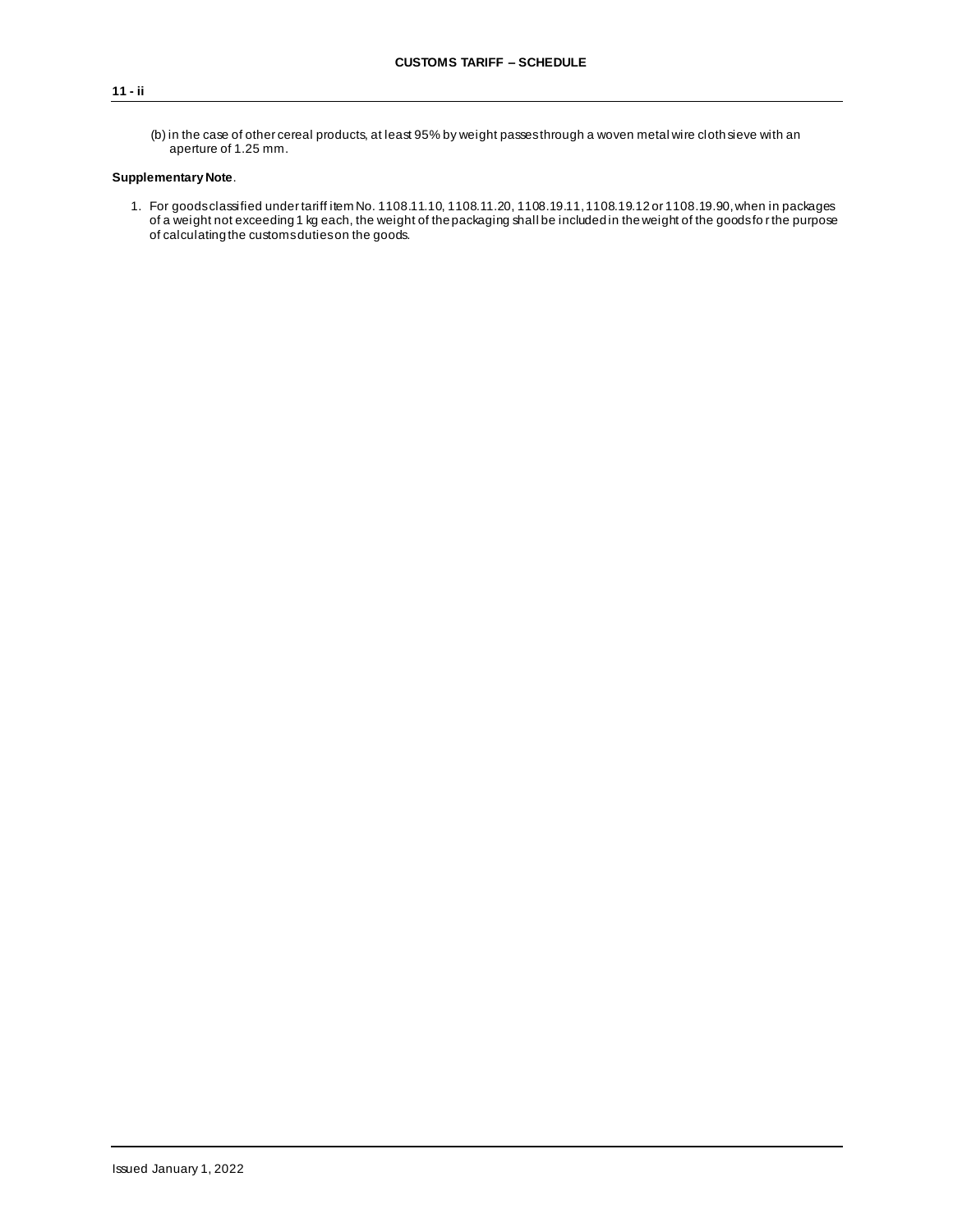(b) in the case of other cereal products, at least 95% by weight passes through a woven metal wire cloth sieve with an aperture of 1.25 mm.

**Supplementary Note**.

1. For goods classified under tariff item No. 1108.11.10, 1108.11.20, 1108.19.11, 1108.19.12 or 1108.19.90, when in packages of a weight not exceeding 1 kg each, the weight of the packaging shall be included in the weight of the goods for the purpose of calculating the customs duties on the goods.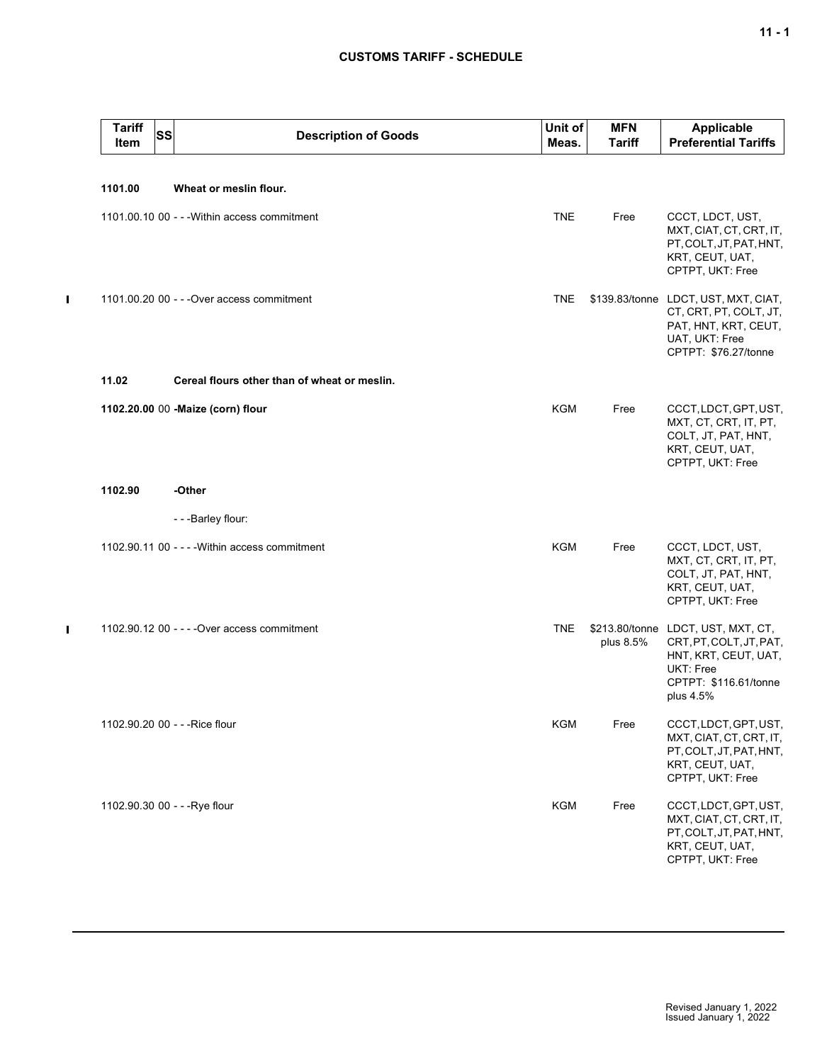| Tariff Item | SS | Description of Goods | Unit of Meas. | MFN Tariff | Applicable Preferential Tariffs |
|---|---|---|---|---|---|
| **1101.00** | | **Wheat or meslin flour.** | | | |
| 1101.00.10 | 00 | - - -Within access commitment | TNE | Free | CCCT, LDCT, UST, MXT, CIAT, CT, CRT, IT, PT, COLT, JT, PAT, HNT, KRT, CEUT, UAT, CPTPT, UKT: Free |
| 1101.00.20 | 00 | - - -Over access commitment | TNE | $139.83/tonne | LDCT, UST, MXT, CIAT, CT, CRT, PT, COLT, JT, PAT, HNT, KRT, CEUT, UAT, UKT: Free<br>CPTPT: $76.27/tonne |
| **11.02** | | **Cereal flours other than of wheat or meslin.** | | | |
| **1102.20.00** | 00 | **-Maize (corn) flour** | KGM | Free | CCCT, LDCT, GPT, UST, MXT, CT, CRT, IT, PT, COLT, JT, PAT, HNT, KRT, CEUT, UAT, CPTPT, UKT: Free |
| **1102.90** | | **-Other** | | | |
| | | - - -Barley flour: | | | |
| 1102.90.11 | 00 | - - - -Within access commitment | KGM | Free | CCCT, LDCT, UST, MXT, CT, CRT, IT, PT, COLT, JT, PAT, HNT, KRT, CEUT, UAT, CPTPT, UKT: Free |
| 1102.90.12 | 00 | - - - -Over access commitment | TNE | $213.80/tonne plus 8.5% | LDCT, UST, MXT, CT, CRT, PT, COLT, JT, PAT, HNT, KRT, CEUT, UAT, UKT: Free<br>CPTPT: $116.61/tonne plus 4.5% |
| 1102.90.20 | 00 | - - -Rice flour | KGM | Free | CCCT, LDCT, GPT, UST, MXT, CIAT, CT, CRT, IT, PT, COLT, JT, PAT, HNT, KRT, CEUT, UAT, CPTPT, UKT: Free |
| 1102.90.30 | 00 | - - -Rye flour | KGM | Free | CCCT, LDCT, GPT, UST, MXT, CIAT, CT, CRT, IT, PT, COLT, JT, PAT, HNT, KRT, CEUT, UAT, CPTPT, UKT: Free |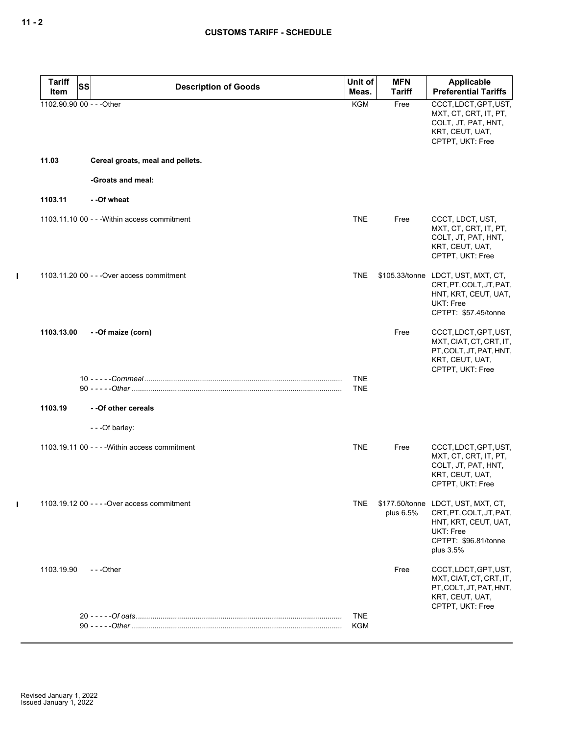| Tariff Item | SS | Description of Goods | Unit of Meas. | MFN Tariff | Applicable Preferential Tariffs |
|---|---|---|---|---|---|
| 1102.90.90 | 00 | - - -Other | KGM | Free | CCCT, LDCT, GPT, UST, MXT, CT, CRT, IT, PT, COLT, JT, PAT, HNT, KRT, CEUT, UAT, CPTPT, UKT: Free |
| **11.03** | | **Cereal groats, meal and pellets.** | | | |
| | | **-Groats and meal:** | | | |
| **1103.11** | | **- -Of wheat** | | | |
| 1103.11.10 | 00 | - - -Within access commitment | TNE | Free | CCCT, LDCT, UST, MXT, CT, CRT, IT, PT, COLT, JT, PAT, HNT, KRT, CEUT, UAT, CPTPT, UKT: Free |
| 1103.11.20 | 00 | - - -Over access commitment | TNE | $105.33/tonne | LDCT, UST, MXT, CT, CRT, PT, COLT, JT, PAT, HNT, KRT, CEUT, UAT, UKT: Free<br>CPTPT: $57.45/tonne |
| **1103.13.00** | | **- -Of maize (corn)** | | Free | CCCT, LDCT, GPT, UST, MXT, CIAT, CT, CRT, IT, PT, COLT, JT, PAT, HNT, KRT, CEUT, UAT, CPTPT, UKT: Free |
| | 10 | - - - - -*Cornmeal* | TNE | | |
| | 90 | - - - - -*Other* | TNE | | |
| **1103.19** | | **- -Of other cereals** | | | |
| | | - - -Of barley: | | | |
| 1103.19.11 | 00 | - - - -Within access commitment | TNE | Free | CCCT, LDCT, GPT, UST, MXT, CT, CRT, IT, PT, COLT, JT, PAT, HNT, KRT, CEUT, UAT, CPTPT, UKT: Free |
| 1103.19.12 | 00 | - - - -Over access commitment | TNE | $177.50/tonne plus 6.5% | LDCT, UST, MXT, CT, CRT, PT, COLT, JT, PAT, HNT, KRT, CEUT, UAT, UKT: Free<br>CPTPT: $96.81/tonne plus 3.5% |
| 1103.19.90 | | - - -Other | | Free | CCCT, LDCT, GPT, UST, MXT, CIAT, CT, CRT, IT, PT, COLT, JT, PAT, HNT, KRT, CEUT, UAT, CPTPT, UKT: Free |
| | 20 | - - - - -*Of oats* | TNE | | |
| | 90 | - - - - -*Other* | KGM | | |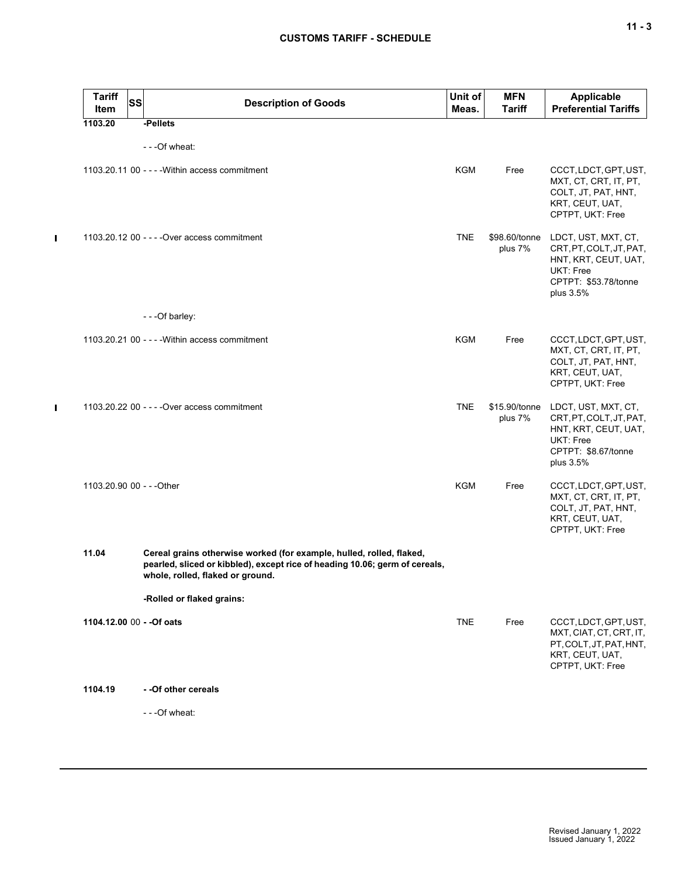| Tariff Item | SS | Description of Goods | Unit of Meas. | MFN Tariff | Applicable Preferential Tariffs |
|---|---|---|---|---|---|
| **1103.20** | | **-Pellets** | | | |
| | | - - -Of wheat: | | | |
| 1103.20.11 | 00 | - - - -Within access commitment | KGM | Free | CCCT, LDCT, GPT, UST, MXT, CT, CRT, IT, PT, COLT, JT, PAT, HNT, KRT, CEUT, UAT, CPTPT, UKT: Free |
| 1103.20.12 | 00 | - - - -Over access commitment | TNE | $98.60/tonne plus 7% | LDCT, UST, MXT, CT, CRT, PT, COLT, JT, PAT, HNT, KRT, CEUT, UAT, UKT: Free<br>CPTPT: $53.78/tonne plus 3.5% |
| | | - - -Of barley: | | | |
| 1103.20.21 | 00 | - - - -Within access commitment | KGM | Free | CCCT, LDCT, GPT, UST, MXT, CT, CRT, IT, PT, COLT, JT, PAT, HNT, KRT, CEUT, UAT, CPTPT, UKT: Free |
| 1103.20.22 | 00 | - - - -Over access commitment | TNE | $15.90/tonne plus 7% | LDCT, UST, MXT, CT, CRT, PT, COLT, JT, PAT, HNT, KRT, CEUT, UAT, UKT: Free<br>CPTPT: $8.67/tonne plus 3.5% |
| 1103.20.90 | 00 | - - -Other | KGM | Free | CCCT, LDCT, GPT, UST, MXT, CT, CRT, IT, PT, COLT, JT, PAT, HNT, KRT, CEUT, UAT, CPTPT, UKT: Free |
| **11.04** | | **Cereal grains otherwise worked (for example, hulled, rolled, flaked, pearled, sliced or kibbled), except rice of heading 10.06; germ of cereals, whole, rolled, flaked or ground.** | | | |
| | | **-Rolled or flaked grains:** | | | |
| **1104.12.00** | 00 | **- -Of oats** | TNE | Free | CCCT, LDCT, GPT, UST, MXT, CIAT, CT, CRT, IT, PT, COLT, JT, PAT, HNT, KRT, CEUT, UAT, CPTPT, UKT: Free |
| **1104.19** | | **- -Of other cereals** | | | |
| | | - - -Of wheat: | | | |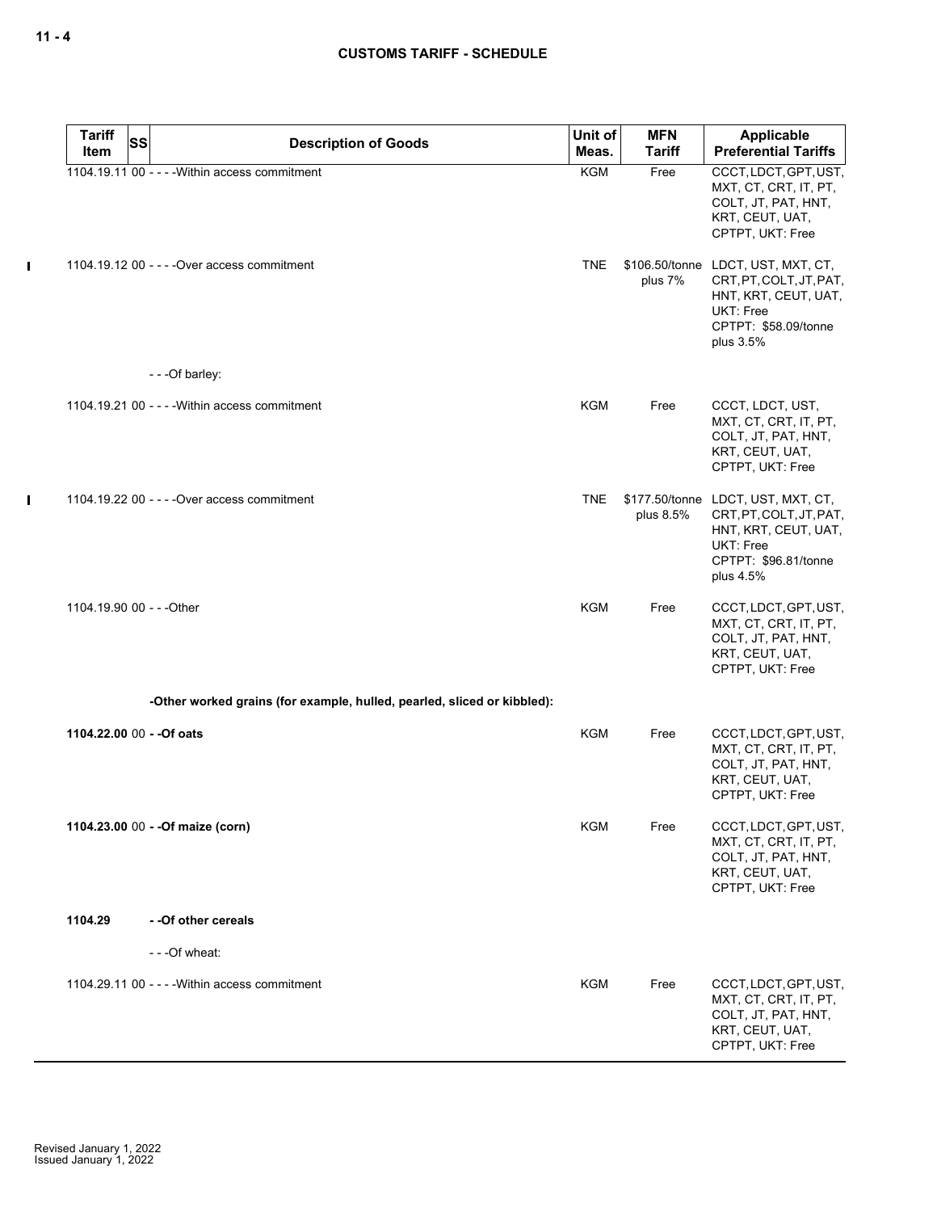| Tariff Item | SS | Description of Goods | Unit of Meas. | MFN Tariff | Applicable Preferential Tariffs |
|---|---|---|---|---|---|
| 1104.19.11 | 00 | - - - -Within access commitment | KGM | Free | CCCT, LDCT, GPT, UST, MXT, CT, CRT, IT, PT, COLT, JT, PAT, HNT, KRT, CEUT, UAT, CPTPT, UKT: Free |
| 1104.19.12 | 00 | - - - -Over access commitment | TNE | $106.50/tonne plus 7% | LDCT, UST, MXT, CT, CRT, PT, COLT, JT, PAT, HNT, KRT, CEUT, UAT, UKT: Free<br>CPTPT: $58.09/tonne plus 3.5% |
| | | - - -Of barley: | | | |
| 1104.19.21 | 00 | - - - -Within access commitment | KGM | Free | CCCT, LDCT, UST, MXT, CT, CRT, IT, PT, COLT, JT, PAT, HNT, KRT, CEUT, UAT, CPTPT, UKT: Free |
| 1104.19.22 | 00 | - - - -Over access commitment | TNE | $177.50/tonne plus 8.5% | LDCT, UST, MXT, CT, CRT, PT, COLT, JT, PAT, HNT, KRT, CEUT, UAT, UKT: Free<br>CPTPT: $96.81/tonne plus 4.5% |
| 1104.19.90 | 00 | - - -Other | KGM | Free | CCCT, LDCT, GPT, UST, MXT, CT, CRT, IT, PT, COLT, JT, PAT, HNT, KRT, CEUT, UAT, CPTPT, UKT: Free |
| | | **-Other worked grains (for example, hulled, pearled, sliced or kibbled):** | | | |
| **1104.22.00** | 00 | **- -Of oats** | KGM | Free | CCCT, LDCT, GPT, UST, MXT, CT, CRT, IT, PT, COLT, JT, PAT, HNT, KRT, CEUT, UAT, CPTPT, UKT: Free |
| **1104.23.00** | 00 | **- -Of maize (corn)** | KGM | Free | CCCT, LDCT, GPT, UST, MXT, CT, CRT, IT, PT, COLT, JT, PAT, HNT, KRT, CEUT, UAT, CPTPT, UKT: Free |
| **1104.29** | | **- -Of other cereals** | | | |
| | | - - -Of wheat: | | | |
| 1104.29.11 | 00 | - - - -Within access commitment | KGM | Free | CCCT, LDCT, GPT, UST, MXT, CT, CRT, IT, PT, COLT, JT, PAT, HNT, KRT, CEUT, UAT, CPTPT, UKT: Free |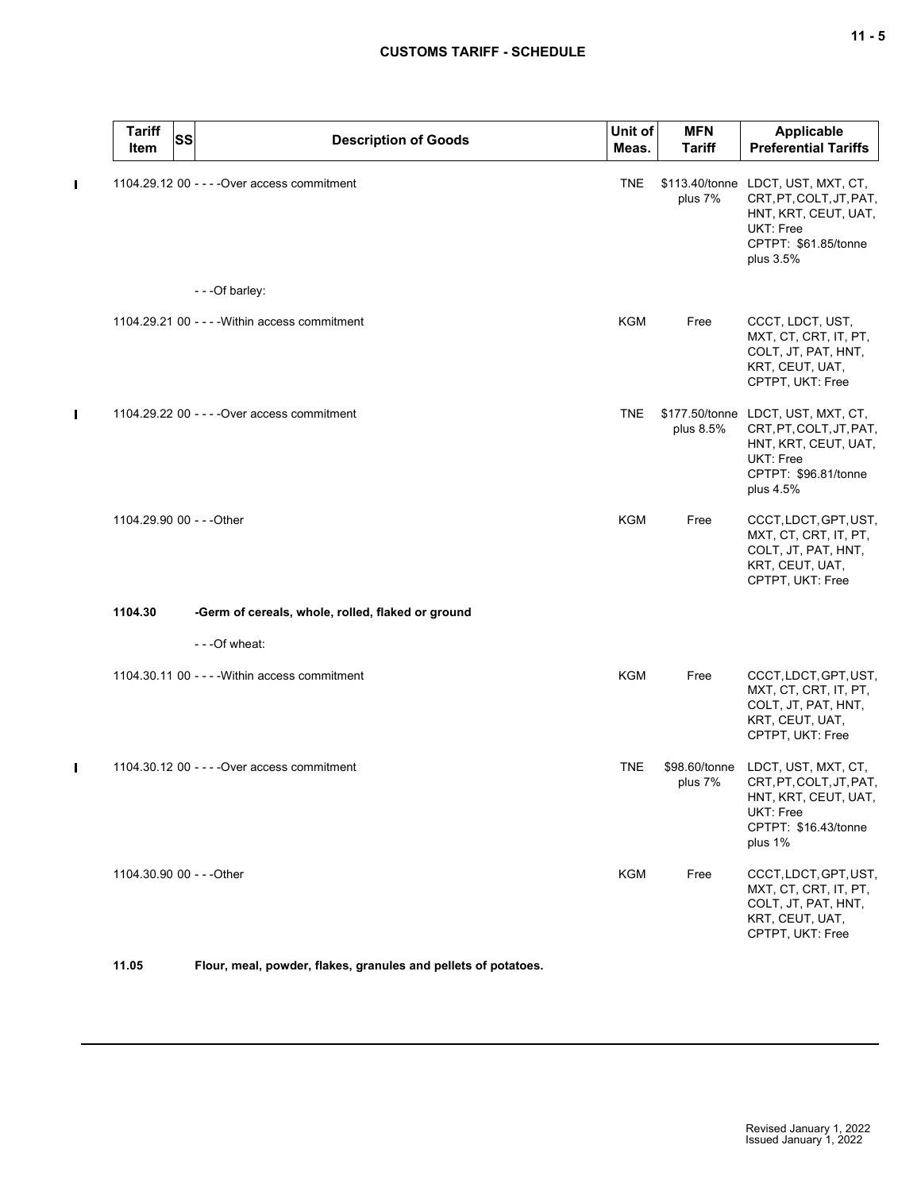| Tariff Item | SS | Description of Goods | Unit of Meas. | MFN Tariff | Applicable Preferential Tariffs |
|---|---|---|---|---|---|
| 1104.29.12 | 00 | - - - -Over access commitment | TNE | $113.40/tonne plus 7% | LDCT, UST, MXT, CT, CRT, PT, COLT, JT, PAT, HNT, KRT, CEUT, UAT, UKT: Free<br>CPTPT: $61.85/tonne plus 3.5% |
| | | - - -Of barley: | | | |
| 1104.29.21 | 00 | - - - -Within access commitment | KGM | Free | CCCT, LDCT, UST, MXT, CT, CRT, IT, PT, COLT, JT, PAT, HNT, KRT, CEUT, UAT, CPTPT, UKT: Free |
| 1104.29.22 | 00 | - - - -Over access commitment | TNE | $177.50/tonne plus 8.5% | LDCT, UST, MXT, CT, CRT, PT, COLT, JT, PAT, HNT, KRT, CEUT, UAT, UKT: Free<br>CPTPT: $96.81/tonne plus 4.5% |
| 1104.29.90 | 00 | - - -Other | KGM | Free | CCCT, LDCT, GPT, UST, MXT, CT, CRT, IT, PT, COLT, JT, PAT, HNT, KRT, CEUT, UAT, CPTPT, UKT: Free |
| **1104.30** | | **-Germ of cereals, whole, rolled, flaked or ground** | | | |
| | | - - -Of wheat: | | | |
| 1104.30.11 | 00 | - - - -Within access commitment | KGM | Free | CCCT, LDCT, GPT, UST, MXT, CT, CRT, IT, PT, COLT, JT, PAT, HNT, KRT, CEUT, UAT, CPTPT, UKT: Free |
| 1104.30.12 | 00 | - - - -Over access commitment | TNE | $98.60/tonne plus 7% | LDCT, UST, MXT, CT, CRT, PT, COLT, JT, PAT, HNT, KRT, CEUT, UAT, UKT: Free<br>CPTPT: $16.43/tonne plus 1% |
| 1104.30.90 | 00 | - - -Other | KGM | Free | CCCT, LDCT, GPT, UST, MXT, CT, CRT, IT, PT, COLT, JT, PAT, HNT, KRT, CEUT, UAT, CPTPT, UKT: Free |
| **11.05** | | **Flour, meal, powder, flakes, granules and pellets of potatoes.** | | | |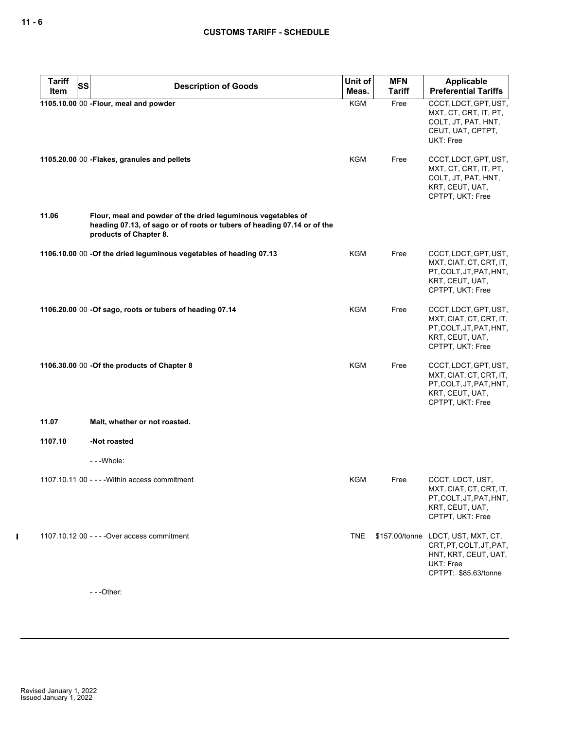| Tariff Item | SS | Description of Goods | Unit of Meas. | MFN Tariff | Applicable Preferential Tariffs |
|---|---|---|---|---|---|
| **1105.10.00** | 00 | **-Flour, meal and powder** | KGM | Free | CCCT, LDCT, GPT, UST, MXT, CT, CRT, IT, PT, COLT, JT, PAT, HNT, CEUT, UAT, CPTPT, UKT: Free |
| **1105.20.00** | 00 | **-Flakes, granules and pellets** | KGM | Free | CCCT, LDCT, GPT, UST, MXT, CT, CRT, IT, PT, COLT, JT, PAT, HNT, KRT, CEUT, UAT, CPTPT, UKT: Free |
| **11.06** | | **Flour, meal and powder of the dried leguminous vegetables of heading 07.13, of sago or of roots or tubers of heading 07.14 or of the products of Chapter 8.** | | | |
| **1106.10.00** | 00 | **-Of the dried leguminous vegetables of heading 07.13** | KGM | Free | CCCT, LDCT, GPT, UST, MXT, CIAT, CT, CRT, IT, PT, COLT, JT, PAT, HNT, KRT, CEUT, UAT, CPTPT, UKT: Free |
| **1106.20.00** | 00 | **-Of sago, roots or tubers of heading 07.14** | KGM | Free | CCCT, LDCT, GPT, UST, MXT, CIAT, CT, CRT, IT, PT, COLT, JT, PAT, HNT, KRT, CEUT, UAT, CPTPT, UKT: Free |
| **1106.30.00** | 00 | **-Of the products of Chapter 8** | KGM | Free | CCCT, LDCT, GPT, UST, MXT, CIAT, CT, CRT, IT, PT, COLT, JT, PAT, HNT, KRT, CEUT, UAT, CPTPT, UKT: Free |
| **11.07** | | **Malt, whether or not roasted.** | | | |
| **1107.10** | | **-Not roasted** | | | |
| | | - - -Whole: | | | |
| 1107.10.11 | 00 | - - - -Within access commitment | KGM | Free | CCCT, LDCT, UST, MXT, CIAT, CT, CRT, IT, PT, COLT, JT, PAT, HNT, KRT, CEUT, UAT, CPTPT, UKT: Free |
| 1107.10.12 | 00 | - - - -Over access commitment | TNE | $157.00/tonne | LDCT, UST, MXT, CT, CRT, PT, COLT, JT, PAT, HNT, KRT, CEUT, UAT, UKT: Free<br>CPTPT: $85.63/tonne |
| | | - - -Other: | | | |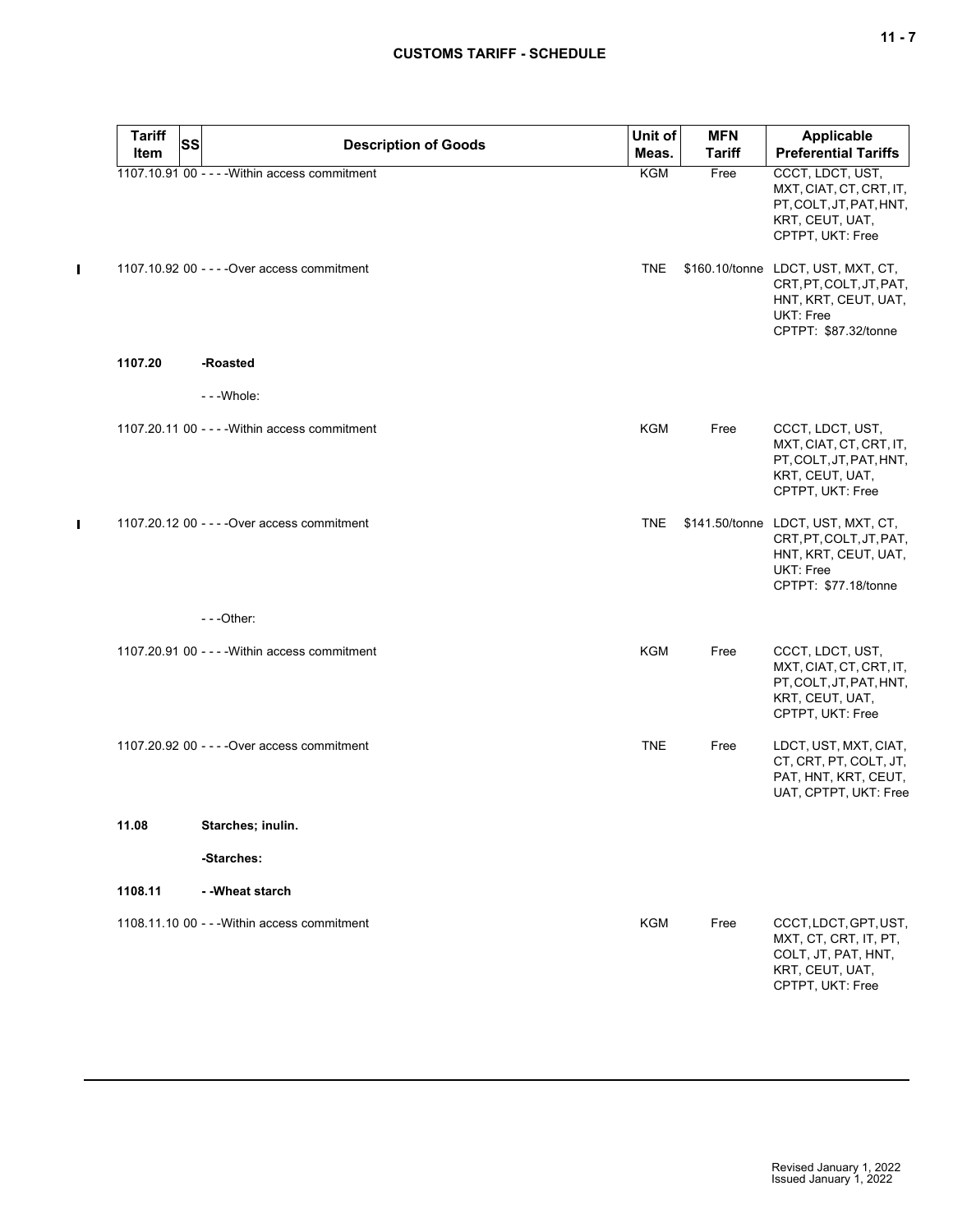| Tariff Item | SS | Description of Goods | Unit of Meas. | MFN Tariff | Applicable Preferential Tariffs |
|---|---|---|---|---|---|
| 1107.10.91 | 00 | - - - -Within access commitment | KGM | Free | CCCT, LDCT, UST, MXT, CIAT, CT, CRT, IT, PT, COLT, JT, PAT, HNT, KRT, CEUT, UAT, CPTPT, UKT: Free |
| 1107.10.92 | 00 | - - - -Over access commitment | TNE | $160.10/tonne | LDCT, UST, MXT, CT, CRT, PT, COLT, JT, PAT, HNT, KRT, CEUT, UAT, UKT: Free<br>CPTPT: $87.32/tonne |
| 1107.20 | | **-Roasted** | | | |
| | | - - -Whole: | | | |
| 1107.20.11 | 00 | - - - -Within access commitment | KGM | Free | CCCT, LDCT, UST, MXT, CIAT, CT, CRT, IT, PT, COLT, JT, PAT, HNT, KRT, CEUT, UAT, CPTPT, UKT: Free |
| 1107.20.12 | 00 | - - - -Over access commitment | TNE | $141.50/tonne | LDCT, UST, MXT, CT, CRT, PT, COLT, JT, PAT, HNT, KRT, CEUT, UAT, UKT: Free<br>CPTPT: $77.18/tonne |
| | | - - -Other: | | | |
| 1107.20.91 | 00 | - - - -Within access commitment | KGM | Free | CCCT, LDCT, UST, MXT, CIAT, CT, CRT, IT, PT, COLT, JT, PAT, HNT, KRT, CEUT, UAT, CPTPT, UKT: Free |
| 1107.20.92 | 00 | - - - -Over access commitment | TNE | Free | LDCT, UST, MXT, CIAT, CT, CRT, PT, COLT, JT, PAT, HNT, KRT, CEUT, UAT, CPTPT, UKT: Free |
| **11.08** | | **Starches; inulin.** | | | |
| | | **-Starches:** | | | |
| **1108.11** | | **- -Wheat starch** | | | |
| 1108.11.10 | 00 | - - -Within access commitment | KGM | Free | CCCT, LDCT, GPT, UST, MXT, CT, CRT, IT, PT, COLT, JT, PAT, HNT, KRT, CEUT, UAT, CPTPT, UKT: Free |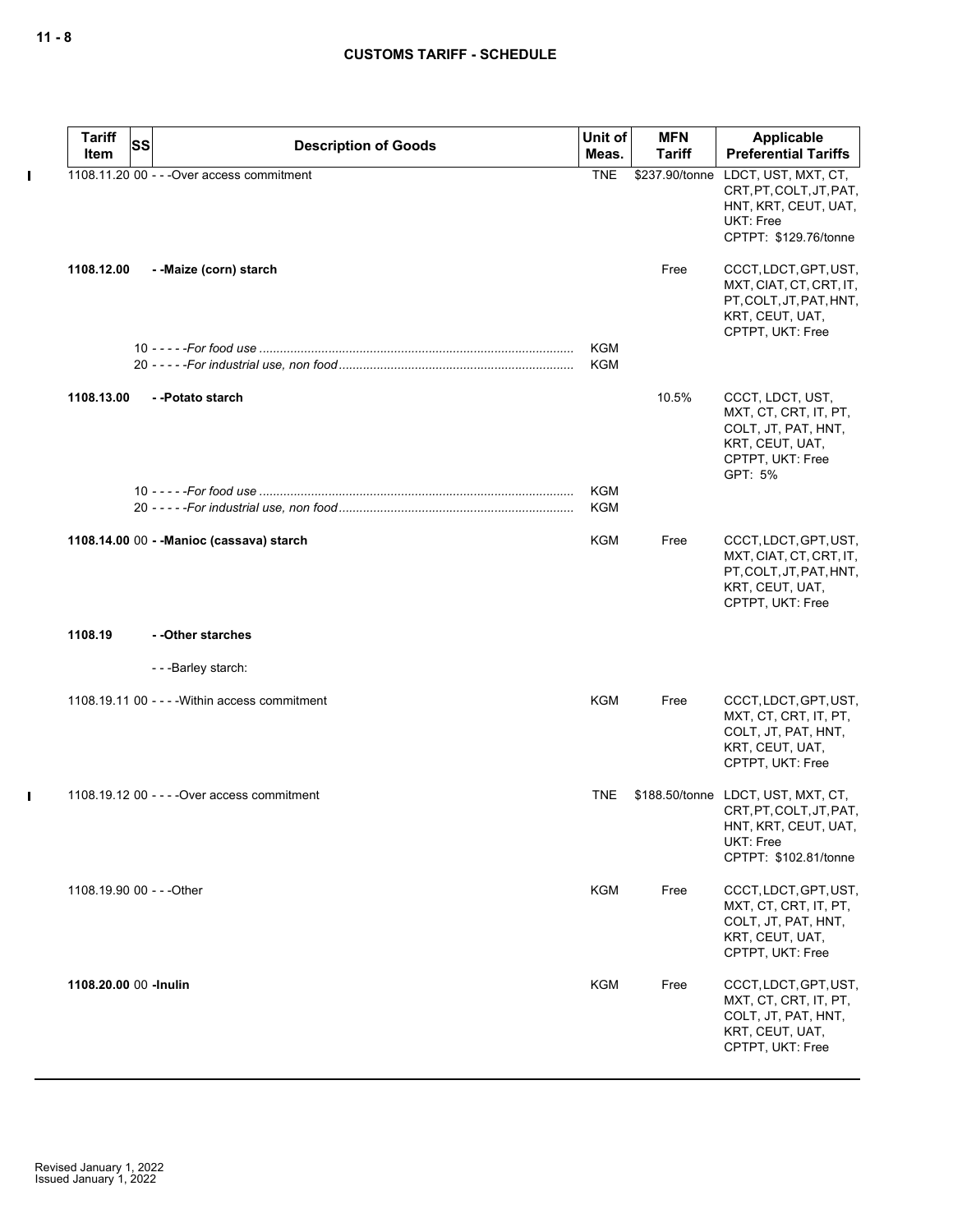| Tariff Item | SS | Description of Goods | Unit of Meas. | MFN Tariff | Applicable Preferential Tariffs |
|---|---|---|---|---|---|
| 1108.11.20 | 00 | - - -Over access commitment | TNE | $237.90/tonne | LDCT, UST, MXT, CT, CRT, PT, COLT, JT, PAT, HNT, KRT, CEUT, UAT, UKT: Free<br>CPTPT: $129.76/tonne |
| **1108.12.00** | | **- -Maize (corn) starch** | | Free | CCCT, LDCT, GPT, UST, MXT, CIAT, CT, CRT, IT, PT, COLT, JT, PAT, HNT, KRT, CEUT, UAT, CPTPT, UKT: Free |
| | 10 | - - - - -*For food use* | KGM | | |
| | 20 | - - - - -*For industrial use, non food* | KGM | | |
| **1108.13.00** | | **- -Potato starch** | | 10.5% | CCCT, LDCT, UST, MXT, CT, CRT, IT, PT, COLT, JT, PAT, HNT, KRT, CEUT, UAT, CPTPT, UKT: Free<br>GPT: 5% |
| | 10 | - - - - -*For food use* | KGM | | |
| | 20 | - - - - -*For industrial use, non food* | KGM | | |
| **1108.14.00** | 00 | **- -Manioc (cassava) starch** | KGM | Free | CCCT, LDCT, GPT, UST, MXT, CIAT, CT, CRT, IT, PT, COLT, JT, PAT, HNT, KRT, CEUT, UAT, CPTPT, UKT: Free |
| **1108.19** | | **- -Other starches** | | | |
| | | - - -Barley starch: | | | |
| 1108.19.11 | 00 | - - - -Within access commitment | KGM | Free | CCCT, LDCT, GPT, UST, MXT, CT, CRT, IT, PT, COLT, JT, PAT, HNT, KRT, CEUT, UAT, CPTPT, UKT: Free |
| 1108.19.12 | 00 | - - - -Over access commitment | TNE | $188.50/tonne | LDCT, UST, MXT, CT, CRT, PT, COLT, JT, PAT, HNT, KRT, CEUT, UAT, UKT: Free<br>CPTPT: $102.81/tonne |
| 1108.19.90 | 00 | - - -Other | KGM | Free | CCCT, LDCT, GPT, UST, MXT, CT, CRT, IT, PT, COLT, JT, PAT, HNT, KRT, CEUT, UAT, CPTPT, UKT: Free |
| **1108.20.00** | 00 | **-Inulin** | KGM | Free | CCCT, LDCT, GPT, UST, MXT, CT, CRT, IT, PT, COLT, JT, PAT, HNT, KRT, CEUT, UAT, CPTPT, UKT: Free |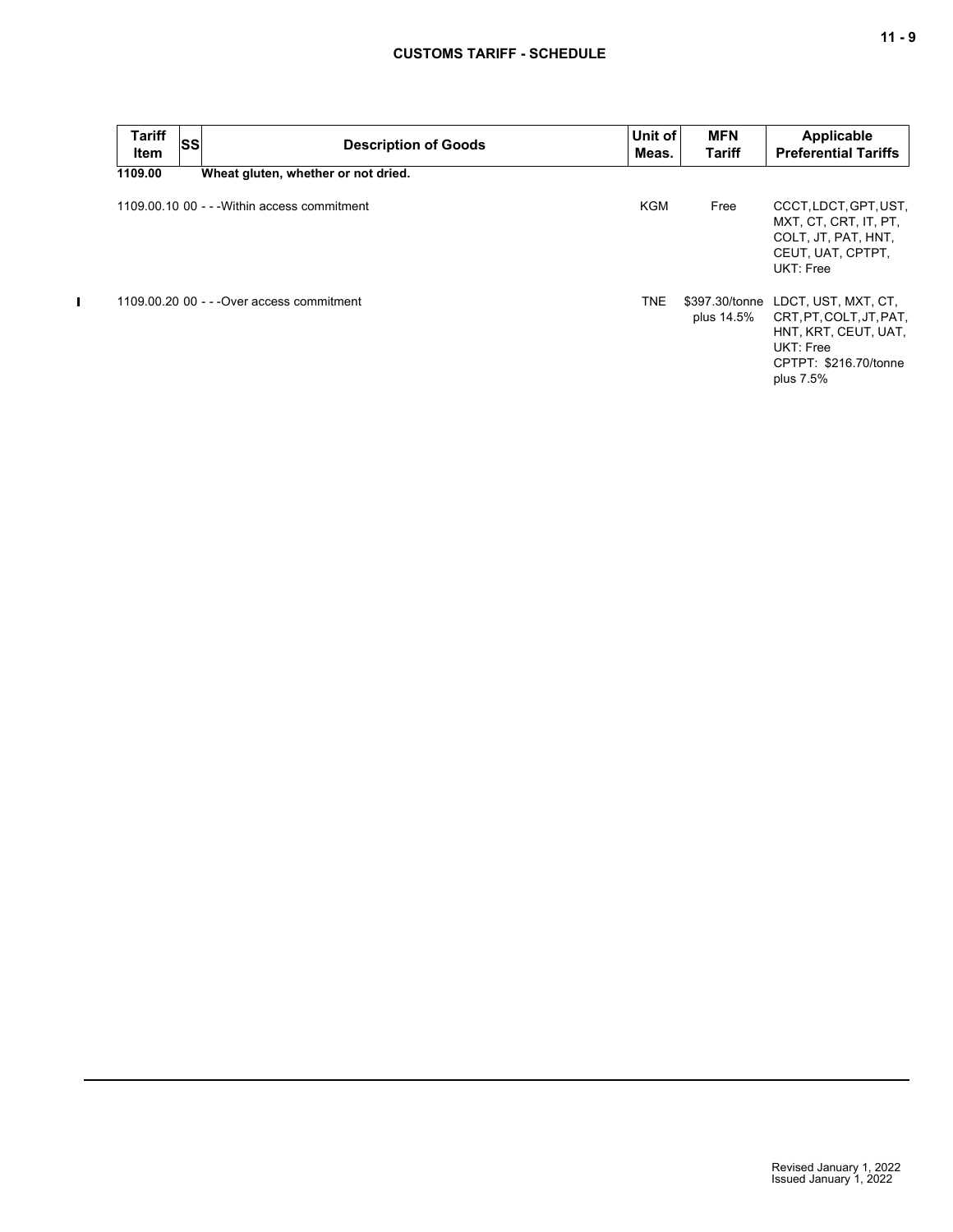| Tariff Item | SS | Description of Goods | Unit of Meas. | MFN Tariff | Applicable Preferential Tariffs |
|---|---|---|---|---|---|
| 1109.00 | | **Wheat gluten, whether or not dried.** | | | |
| 1109.00.10 | 00 | - - -Within access commitment | KGM | Free | CCCT, LDCT, GPT, UST, MXT, CT, CRT, IT, PT, COLT, JT, PAT, HNT, CEUT, UAT, CPTPT, UKT: Free |
| 1109.00.20 | 00 | - - -Over access commitment | TNE | $397.30/tonne plus 14.5% | LDCT, UST, MXT, CT, CRT, PT, COLT, JT, PAT, HNT, KRT, CEUT, UAT, UKT: Free<br>CPTPT: $216.70/tonne plus 7.5% |

Revised January 1, 2022
Issued January 1, 2022